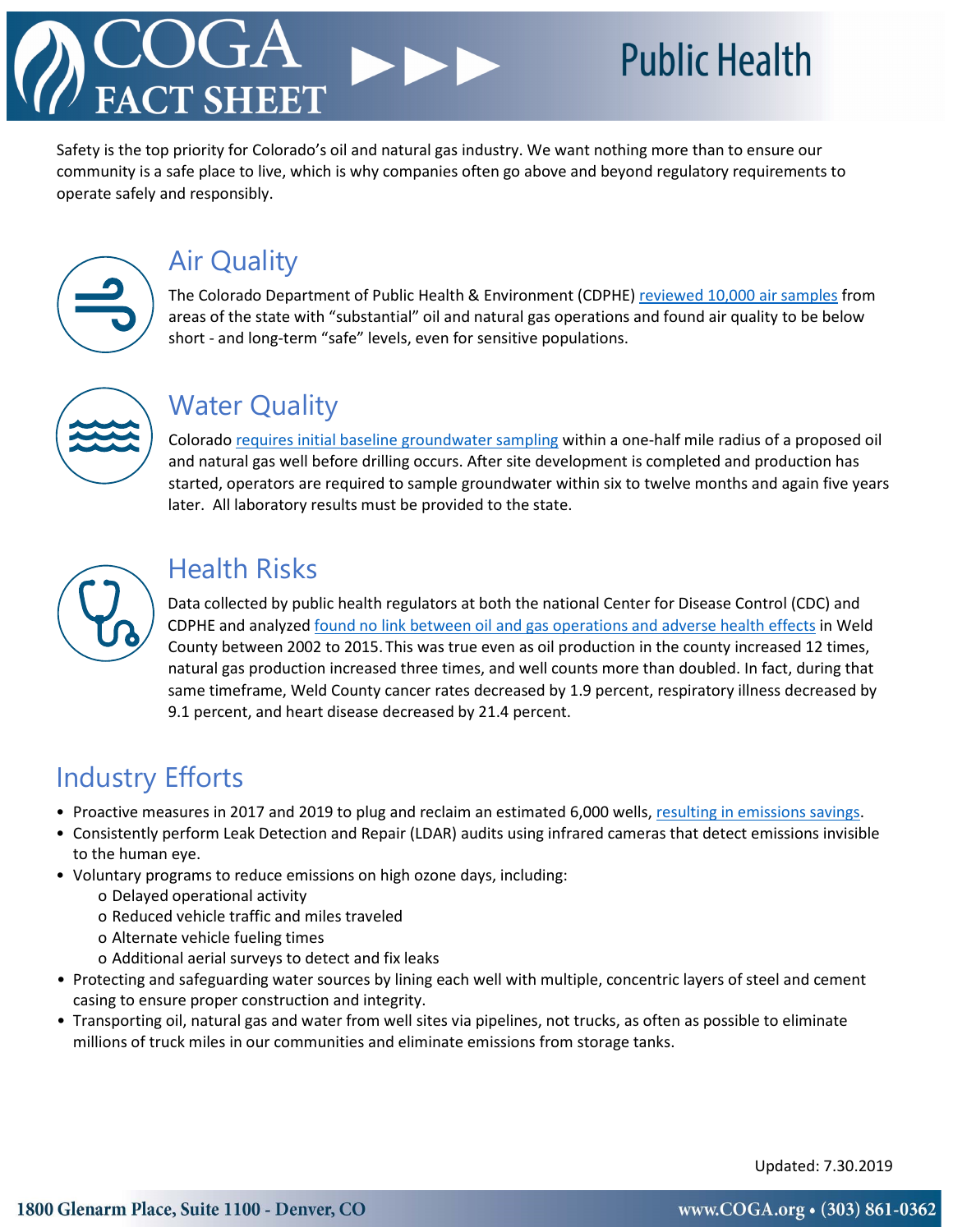# COGA FACT SHEET — Public Health

Safety is the top priority for Colorado's oil and natural gas industry. We want nothing more than to ensure our community is a safe place to live, which is why companies often go above and beyond regulatory requirements to operate safely and responsibly.

## Air Quality

The Colorado Department of Public Health & Environment (CDPHE) reviewed 10,000 air samples from areas of the state with "substantial" oil and natural gas operations and found air quality to be below short - and long-term "safe" levels, even for sensitive populations.

## Water Quality

Colorado requires initial baseline groundwater sampling within a one-half mile radius of a proposed oil and natural gas well before drilling occurs. After site development is completed and production has started, operators are required to sample groundwater within six to twelve months and again five years later. All laboratory results must be provided to the state.

## Health Risks

Data collected by public health regulators at both the national Center for Disease Control (CDC) and CDPHE and analyzed found no link between oil and gas operations and adverse health effects in Weld County between 2002 to 2015. This was true even as oil production in the county increased 12 times, natural gas production increased three times, and well counts more than doubled. In fact, during that same timeframe, Weld County cancer rates decreased by 1.9 percent, respiratory illness decreased by 9.1 percent, and heart disease decreased by 21.4 percent.

## Industry Efforts

- Proactive measures in 2017 and 2019 to plug and reclaim an estimated 6,000 wells, resulting in emissions savings.
- Consistently perform Leak Detection and Repair (LDAR) audits using infrared cameras that detect emissions invisible to the human eye.
- Voluntary programs to reduce emissions on high ozone days, including:
  - Delayed operational activity
  - Reduced vehicle traffic and miles traveled
  - Alternate vehicle fueling times
  - Additional aerial surveys to detect and fix leaks
- Protecting and safeguarding water sources by lining each well with multiple, concentric layers of steel and cement casing to ensure proper construction and integrity.
- Transporting oil, natural gas and water from well sites via pipelines, not trucks, as often as possible to eliminate millions of truck miles in our communities and eliminate emissions from storage tanks.

Updated: 7.30.2019

1800 Glenarm Place, Suite 1100 - Denver, CO    www.COGA.org • (303) 861-0362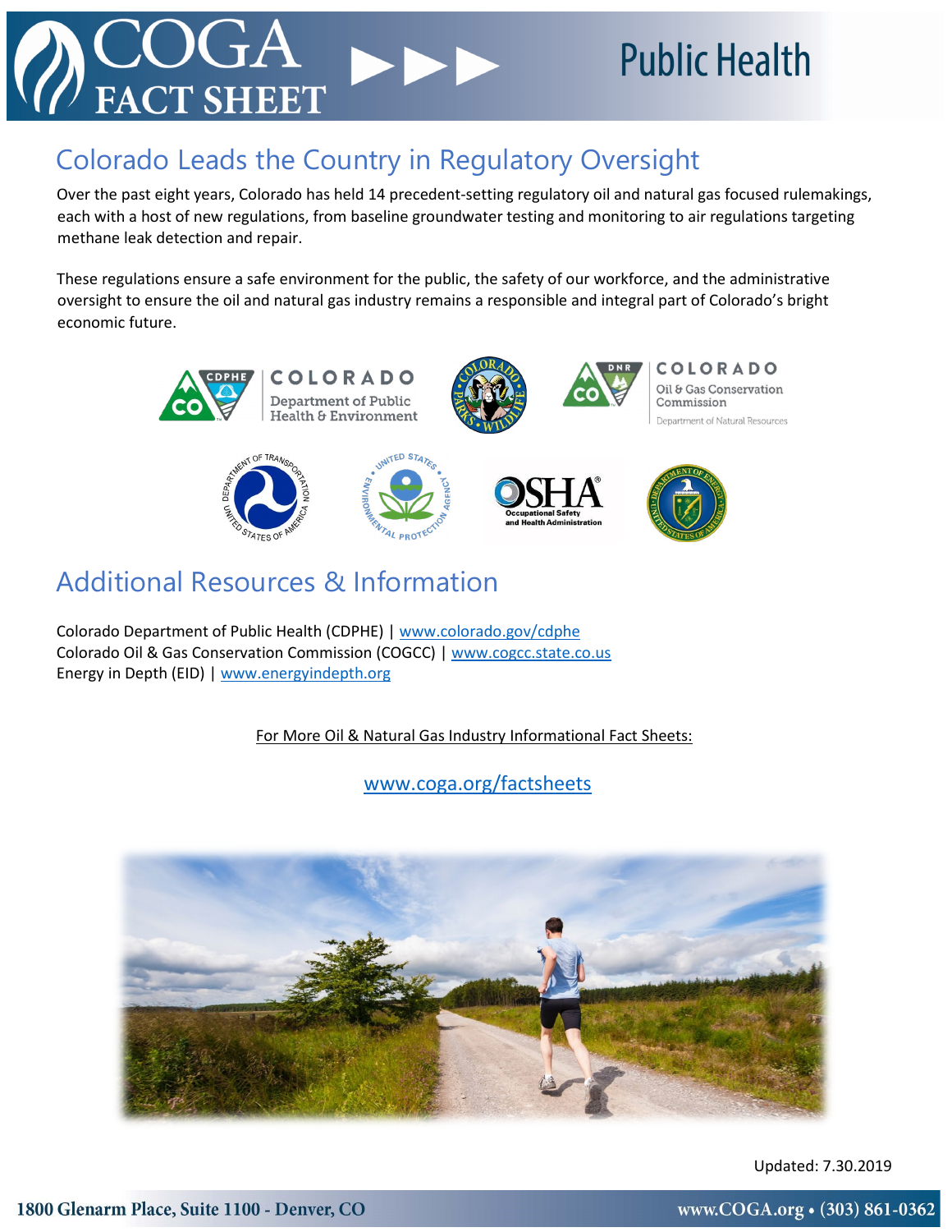## Colorado Leads the Country in Regulatory Oversight

Over the past eight years, Colorado has held 14 precedent-setting regulatory oil and natural gas focused rulemakings, each with a host of new regulations, from baseline groundwater testing and monitoring to air regulations targeting methane leak detection and repair.

These regulations ensure a safe environment for the public, the safety of our workforce, and the administrative oversight to ensure the oil and natural gas industry remains a responsible and integral part of Colorado's bright economic future.

## Additional Resources & Information

Colorado Department of Public Health (CDPHE) | www.colorado.gov/cdphe
Colorado Oil & Gas Conservation Commission (COGCC) | www.cogcc.state.co.us
Energy in Depth (EID) | www.energyindepth.org

For More Oil & Natural Gas Industry Informational Fact Sheets:

www.coga.org/factsheets

Updated: 7.30.2019